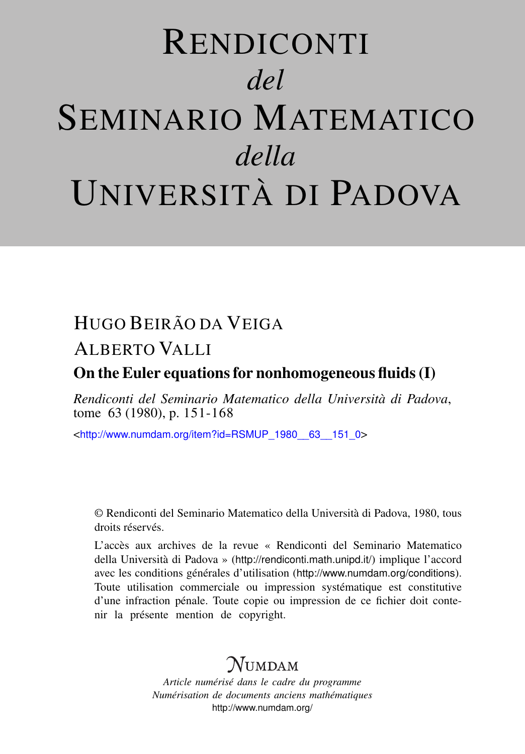# Rendiconti
*del*
# Seminario Matematico
*della*
# Università di Padova

HUGO BEIRÃO DA VEIGA

ALBERTO VALLI

**On the Euler equations for nonhomogeneous fluids (I)**

*Rendiconti del Seminario Matematico della Università di Padova*, tome 63 (1980), p. 151-168

<http://www.numdam.org/item?id=RSMUP_1980__63__151_0>

© Rendiconti del Seminario Matematico della Università di Padova, 1980, tous droits réservés.

L'accès aux archives de la revue « Rendiconti del Seminario Matematico della Università di Padova » (http://rendiconti.math.unipd.it/) implique l'accord avec les conditions générales d'utilisation (http://www.numdam.org/conditions). Toute utilisation commerciale ou impression systématique est constitutive d'une infraction pénale. Toute copie ou impression de ce fichier doit contenir la présente mention de copyright.

NUMDAM

*Article numérisé dans le cadre du programme*
*Numérisation de documents anciens mathématiques*
http://www.numdam.org/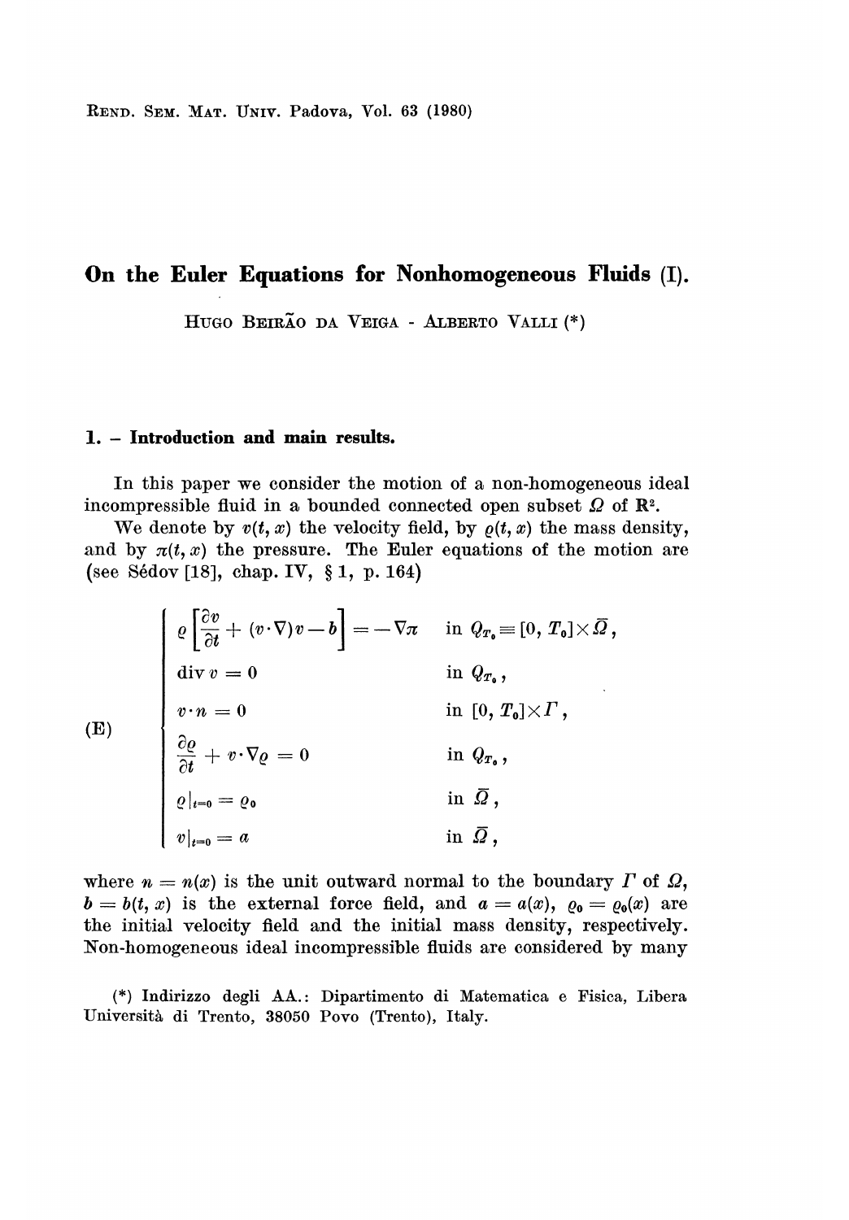# On the Euler Equations for Nonhomogeneous Fluids (I).

HUGO BEIRÃO DA VEIGA - ALBERTO VALLI (*)

## 1. – Introduction and main results.

In this paper we consider the motion of a non-homogeneous ideal incompressible fluid in a bounded connected open subset $\Omega$ of $\mathbb{R}^2$.

We denote by $v(t, x)$ the velocity field, by $\varrho(t, x)$ the mass density, and by $\pi(t, x)$ the pressure. The Euler equations of the motion are (see Sédov [18], chap. IV, § 1, p. 164)

$$
\text{(E)} \quad
\begin{cases}
\varrho\left[\dfrac{\partial v}{\partial t} + (v\cdot\nabla)v - b\right] = -\nabla\pi & \text{in } Q_{T_0} \equiv [0, T_0]\times\bar{\Omega}\,, \\
\operatorname{div} v = 0 & \text{in } Q_{T_0}\,, \\
v\cdot n = 0 & \text{in } [0, T_0]\times\Gamma\,, \\
\dfrac{\partial\varrho}{\partial t} + v\cdot\nabla\varrho = 0 & \text{in } Q_{T_0}\,, \\
\varrho|_{t=0} = \varrho_0 & \text{in } \bar{\Omega}\,, \\
v|_{t=0} = a & \text{in } \bar{\Omega}\,,
\end{cases}
$$

where $n = n(x)$ is the unit outward normal to the boundary $\Gamma$ of $\Omega$, $b = b(t, x)$ is the external force field, and $a = a(x)$, $\varrho_0 = \varrho_0(x)$ are the initial velocity field and the initial mass density, respectively. Non-homogeneous ideal incompressible fluids are considered by many

(*) Indirizzo degli AA.: Dipartimento di Matematica e Fisica, Libera Università di Trento, 38050 Povo (Trento), Italy.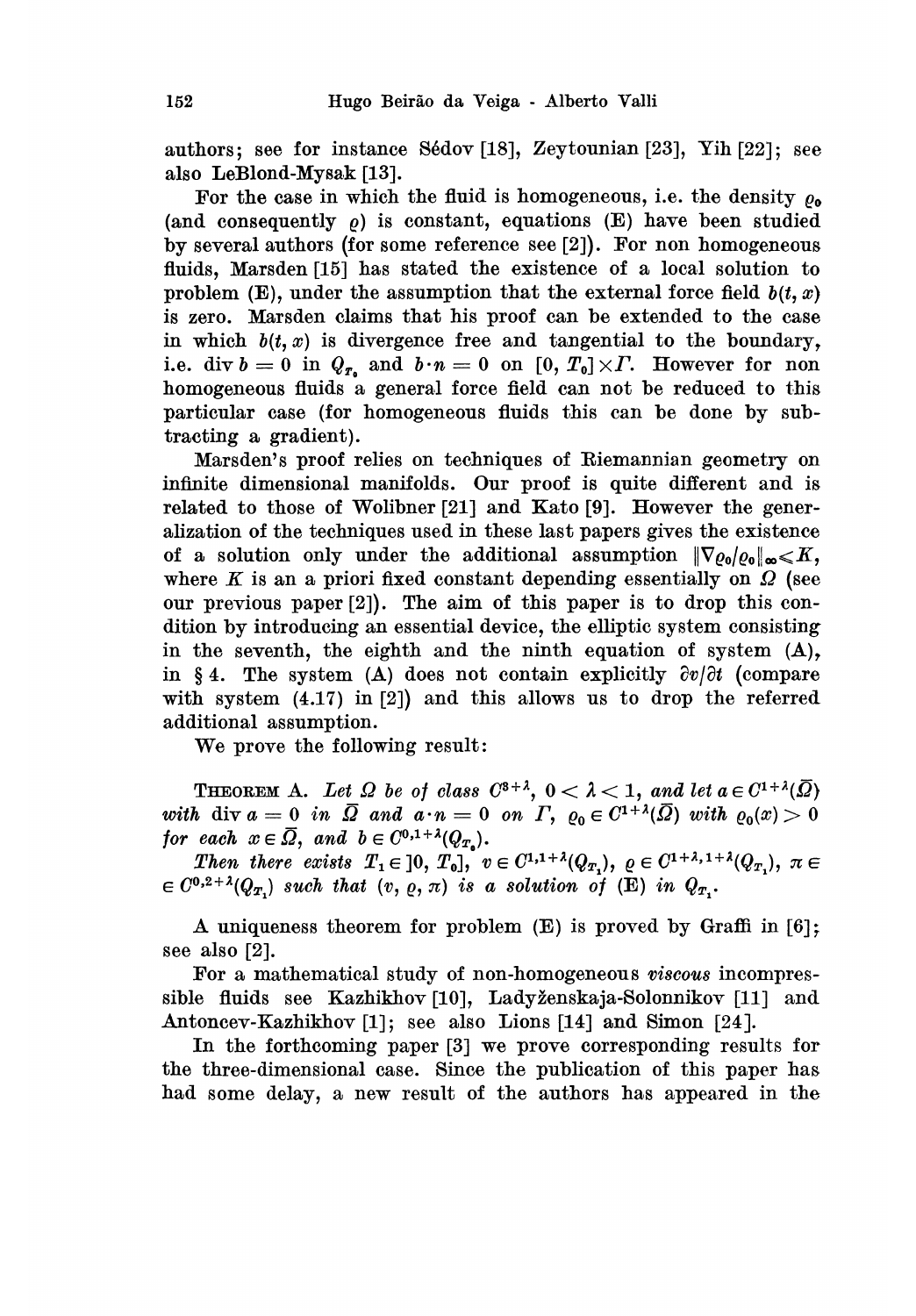authors; see for instance Sédov [18], Zeytounian [23], Yih [22]; see also LeBlond-Mysak [13].

For the case in which the fluid is homogeneous, i.e. the density $\varrho_0$ (and consequently $\varrho$) is constant, equations (E) have been studied by several authors (for some reference see [2]). For non homogeneous fluids, Marsden [15] has stated the existence of a local solution to problem (E), under the assumption that the external force field $b(t, x)$ is zero. Marsden claims that his proof can be extended to the case in which $b(t, x)$ is divergence free and tangential to the boundary, i.e. $\operatorname{div} b = 0$ in $Q_{T_0}$ and $b \cdot n = 0$ on $[0, T_0] \times \Gamma$. However for non homogeneous fluids a general force field can not be reduced to this particular case (for homogeneous fluids this can be done by subtracting a gradient).

Marsden's proof relies on techniques of Riemannian geometry on infinite dimensional manifolds. Our proof is quite different and is related to those of Wolibner [21] and Kato [9]. However the generalization of the techniques used in these last papers gives the existence of a solution only under the additional assumption $\|\nabla \varrho_0/\varrho_0\|_\infty \leqslant K$, where $K$ is an a priori fixed constant depending essentially on $\Omega$ (see our previous paper [2]). The aim of this paper is to drop this condition by introducing an essential device, the elliptic system consisting in the seventh, the eighth and the ninth equation of system (A), in § 4. The system (A) does not contain explicitly $\partial v/\partial t$ (compare with system (4.17) in [2]) and this allows us to drop the referred additional assumption.

We prove the following result:

THEOREM A. *Let $\Omega$ be of class $C^{3+\lambda}$, $0 < \lambda < 1$, and let $a \in C^{1+\lambda}(\bar{\Omega})$ with $\operatorname{div} a = 0$ in $\bar{\Omega}$ and $a \cdot n = 0$ on $\Gamma$, $\varrho_0 \in C^{1+\lambda}(\bar{\Omega})$ with $\varrho_0(x) > 0$ for each $x \in \bar{\Omega}$, and $b \in C^{0,1+\lambda}(Q_{T_0})$.*

*Then there exists $T_1 \in ]0, T_0]$, $v \in C^{1,1+\lambda}(Q_{T_1})$, $\varrho \in C^{1+\lambda,1+\lambda}(Q_{T_1})$, $\pi \in C^{0,2+\lambda}(Q_{T_1})$ such that $(v, \varrho, \pi)$ is a solution of (E) in $Q_{T_1}$.*

A uniqueness theorem for problem (E) is proved by Graffi in [6]; see also [2].

For a mathematical study of non-homogeneous *viscous* incompressible fluids see Kazhikhov [10], Ladyženskaja-Solonnikov [11] and Antoncev-Kazhikhov [1]; see also Lions [14] and Simon [24].

In the forthcoming paper [3] we prove corresponding results for the three-dimensional case. Since the publication of this paper has had some delay, a new result of the authors has appeared in the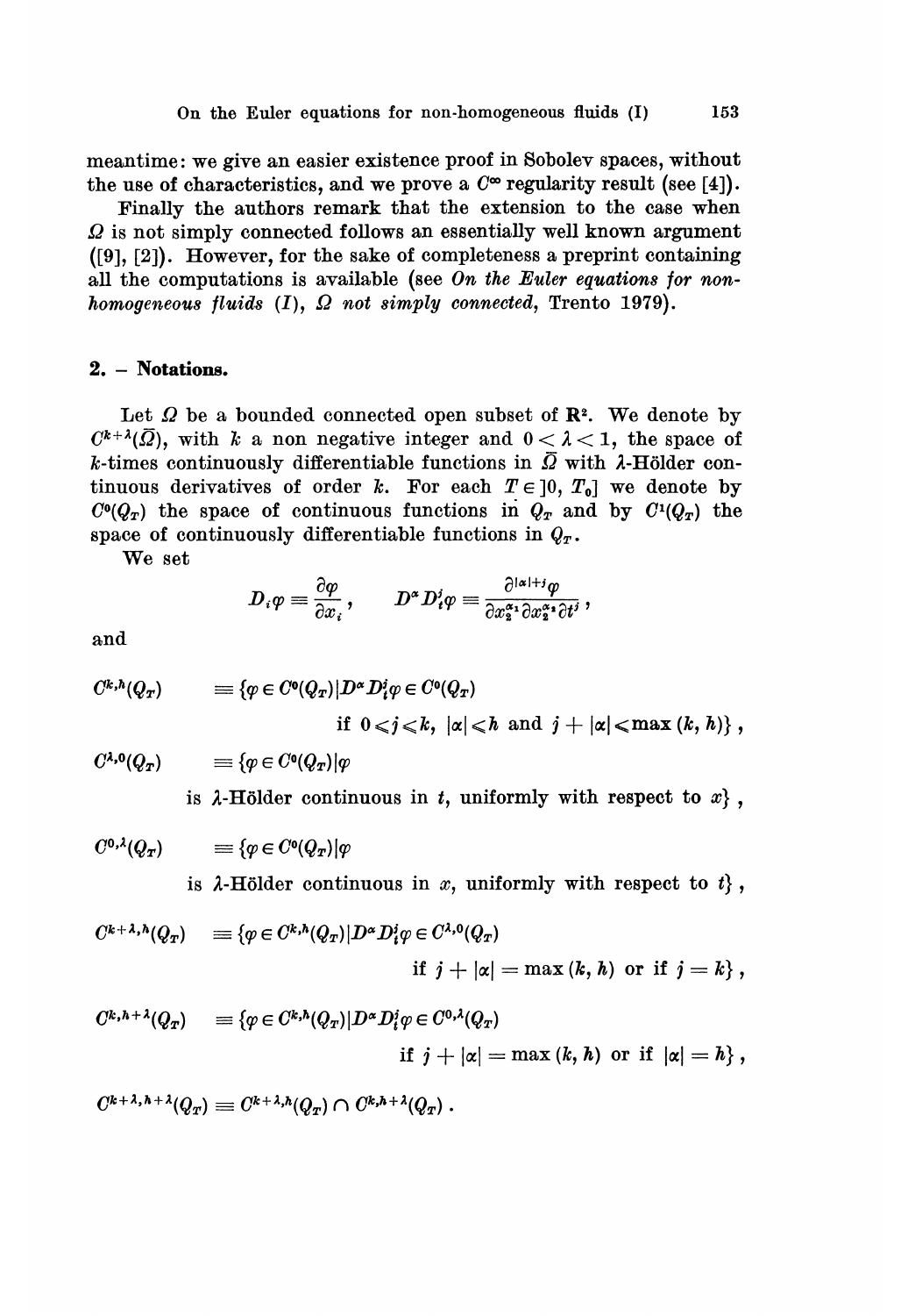meantime: we give an easier existence proof in Sobolev spaces, without the use of characteristics, and we prove a $C^\infty$ regularity result (see [4]).

Finally the authors remark that the extension to the case when $\Omega$ is not simply connected follows an essentially well known argument ([9], [2]). However, for the sake of completeness a preprint containing all the computations is available (see *On the Euler equations for non-homogeneous fluids (I), $\Omega$ not simply connected*, Trento 1979).

## 2. – Notations.

Let $\Omega$ be a bounded connected open subset of $\mathbf{R}^2$. We denote by $C^{k+\lambda}(\bar{\Omega})$, with $k$ a non negative integer and $0<\lambda<1$, the space of $k$-times continuously differentiable functions in $\bar{\Omega}$ with $\lambda$-Hölder continuous derivatives of order $k$. For each $T\in\,]0,T_0]$ we denote by $C^0(Q_T)$ the space of continuous functions in $Q_T$ and by $C^1(Q_T)$ the space of continuously differentiable functions in $Q_T$.

We set

$$D_i\varphi \equiv \frac{\partial\varphi}{\partial x_i}\,, \qquad D^\alpha D_t^j\varphi \equiv \frac{\partial^{|\alpha|+j}\varphi}{\partial x_1^{\alpha_1}\partial x_2^{\alpha_2}\partial t^j}\,,$$

and

$$C^{k,h}(Q_T) \equiv \{\varphi\in C^0(Q_T)\,|\,D^\alpha D_t^j\varphi\in C^0(Q_T) \text{ if } 0\leq j\leq k,\ |\alpha|\leq h \text{ and } j+|\alpha|\leq \max(k,h)\}\,,$$

$$C^{\lambda,0}(Q_T) \equiv \{\varphi\in C^0(Q_T)\,|\,\varphi \text{ is } \lambda\text{-Hölder continuous in } t, \text{ uniformly with respect to } x\}\,,$$

$$C^{0,\lambda}(Q_T) \equiv \{\varphi\in C^0(Q_T)\,|\,\varphi \text{ is } \lambda\text{-Hölder continuous in } x, \text{ uniformly with respect to } t\}\,,$$

$$C^{k+\lambda,h}(Q_T) \equiv \{\varphi\in C^{k,h}(Q_T)\,|\,D^\alpha D_t^j\varphi\in C^{\lambda,0}(Q_T) \text{ if } j+|\alpha| = \max(k,h) \text{ or if } j=k\}\,,$$

$$C^{k,h+\lambda}(Q_T) \equiv \{\varphi\in C^{k,h}(Q_T)\,|\,D^\alpha D_t^j\varphi\in C^{0,\lambda}(Q_T) \text{ if } j+|\alpha| = \max(k,h) \text{ or if } |\alpha|=h\}\,,$$

$$C^{k+\lambda,h+\lambda}(Q_T) \equiv C^{k+\lambda,h}(Q_T)\cap C^{k,h+\lambda}(Q_T)\,.$$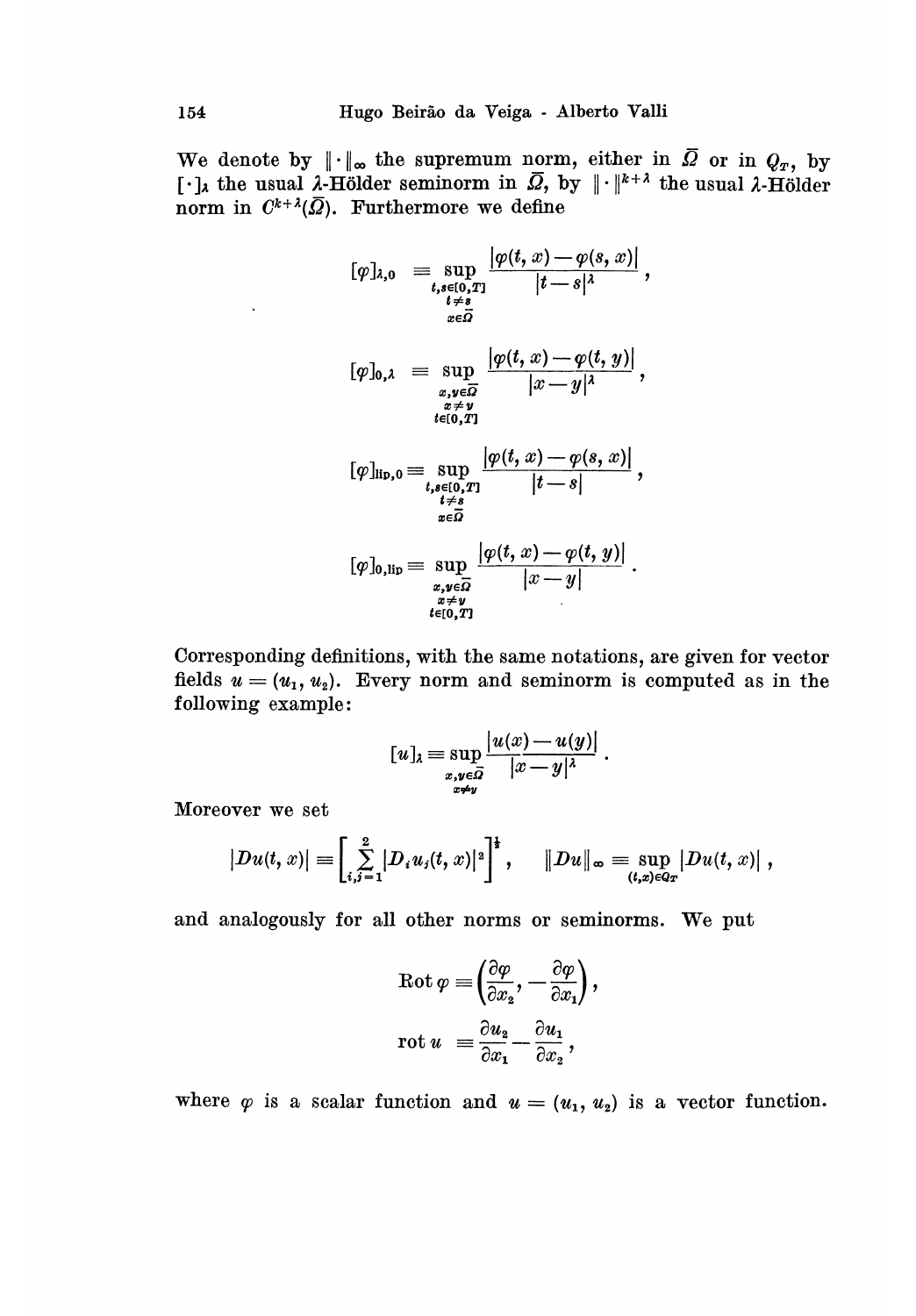We denote by $\|\cdot\|_\infty$ the supremum norm, either in $\bar{\Omega}$ or in $Q_T$, by $[\cdot]_\lambda$ the usual $\lambda$-Hölder seminorm in $\bar{\Omega}$, by $\|\cdot\|^{k+\lambda}$ the usual $\lambda$-Hölder norm in $C^{k+\lambda}(\bar{\Omega})$. Furthermore we define

$$[\varphi]_{\lambda,0} \equiv \sup_{\substack{t,s\in[0,T]\\ t\neq s\\ x\in\bar{\Omega}}} \frac{|\varphi(t,x)-\varphi(s,x)|}{|t-s|^\lambda},$$

$$[\varphi]_{0,\lambda} \equiv \sup_{\substack{x,y\in\bar{\Omega}\\ x\neq y\\ t\in[0,T]}} \frac{|\varphi(t,x)-\varphi(t,y)|}{|x-y|^\lambda},$$

$$[\varphi]_{\mathrm{lip},0} \equiv \sup_{\substack{t,s\in[0,T]\\ t\neq s\\ x\in\bar{\Omega}}} \frac{|\varphi(t,x)-\varphi(s,x)|}{|t-s|},$$

$$[\varphi]_{0,\mathrm{lip}} \equiv \sup_{\substack{x,y\in\bar{\Omega}\\ x\neq y\\ t\in[0,T]}} \frac{|\varphi(t,x)-\varphi(t,y)|}{|x-y|}.$$

Corresponding definitions, with the same notations, are given for vector fields $u=(u_1,u_2)$. Every norm and seminorm is computed as in the following example:

$$[u]_\lambda \equiv \sup_{\substack{x,y\in\bar{\Omega}\\ x\neq y}} \frac{|u(x)-u(y)|}{|x-y|^\lambda}.$$

Moreover we set

$$|Du(t,x)| \equiv \left[\sum_{i,j=1}^{2} |D_i u_j(t,x)|^2\right]^{\frac{1}{2}}, \qquad \|Du\|_\infty \equiv \sup_{(t,x)\in Q_T} |Du(t,x)|,$$

and analogously for all other norms or seminorms. We put

$$\mathrm{Rot}\,\varphi \equiv \left(\frac{\partial\varphi}{\partial x_2}, -\frac{\partial\varphi}{\partial x_1}\right),$$

$$\mathrm{rot}\,u \equiv \frac{\partial u_2}{\partial x_1} - \frac{\partial u_1}{\partial x_2},$$

where $\varphi$ is a scalar function and $u=(u_1,u_2)$ is a vector function.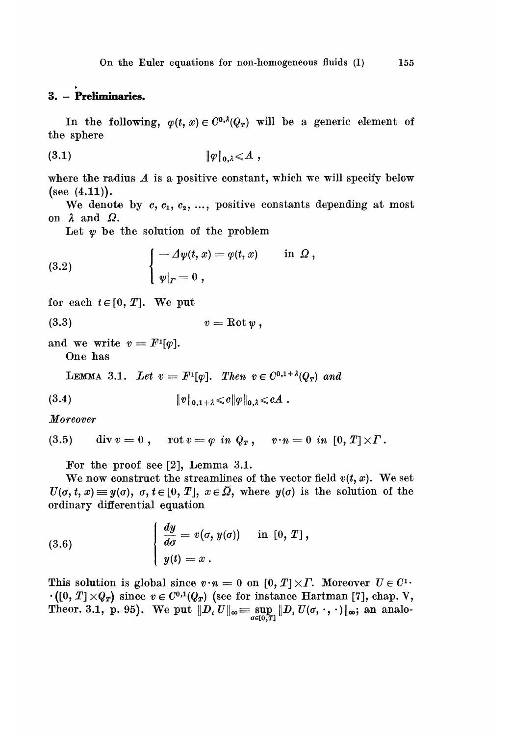## 3. – Preliminaries.

In the following, $\varphi(t, x) \in C^{0,\lambda}(Q_T)$ will be a generic element of the sphere

$$\|\varphi\|_{0,\lambda} \leqslant A\ , \tag{3.1}$$

where the radius $A$ is a positive constant, which we will specify below (see (4.11)).

We denote by $c, c_1, c_2, \ldots$, positive constants depending at most on $\lambda$ and $\Omega$.

Let $\psi$ be the solution of the problem

$$\begin{cases} -\Delta\psi(t, x) = \varphi(t, x) & \text{in } \Omega\ , \\ \psi|_\Gamma = 0\ , \end{cases} \tag{3.2}$$

for each $t \in [0, T]$. We put

$$v = \operatorname{Rot} \psi\ , \tag{3.3}$$

and we write $v = F^1[\varphi]$.

One has

LEMMA 3.1. *Let $v = F^1[\varphi]$. Then $v \in C^{0,1+\lambda}(Q_T)$ and*

$$\|v\|_{0,1+\lambda} \leqslant c\|\varphi\|_{0,\lambda} \leqslant cA\ . \tag{3.4}$$

*Moreover*

$$\operatorname{div} v = 0\ , \quad \operatorname{rot} v = \varphi \ \text{ in } Q_T\ , \quad v \cdot n = 0 \ \text{ in } [0, T] \times \Gamma\ . \tag{3.5}$$

For the proof see [2], Lemma 3.1.

We now construct the streamlines of the vector field $v(t, x)$. We set $U(\sigma, t, x) \equiv y(\sigma)$, $\sigma, t \in [0, T]$, $x \in \bar{\Omega}$, where $y(\sigma)$ is the solution of the ordinary differential equation

$$\begin{cases} \dfrac{dy}{d\sigma} = v(\sigma, y(\sigma)) & \text{in } [0, T]\ , \\ y(t) = x\ . \end{cases} \tag{3.6}$$

This solution is global since $v \cdot n = 0$ on $[0, T] \times \Gamma$. Moreover $U \in C^1 \cdot ([0, T] \times Q_T)$ since $v \in C^{0,1}(Q_T)$ (see for instance Hartman [7], chap. V, Theor. 3.1, p. 95). We put $\|D_i U\|_\infty \equiv \sup_{\sigma \in [0,T]} \|D_i U(\sigma, \cdot, \cdot)\|_\infty$; an analo-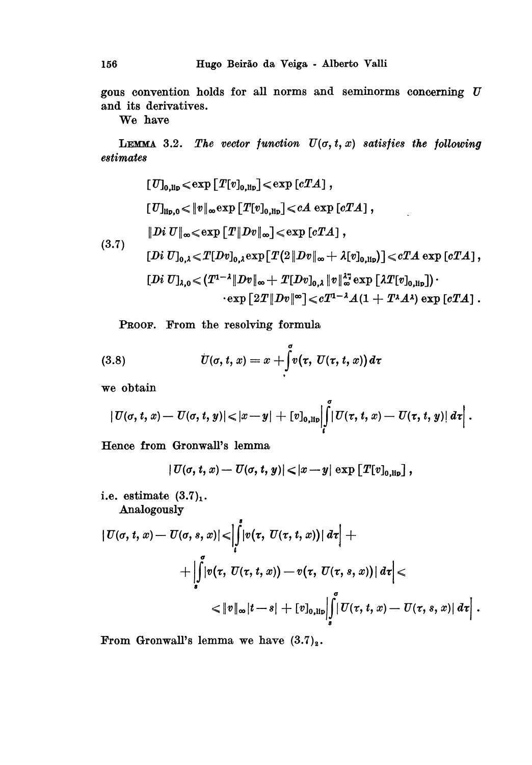gous convention holds for all norms and seminorms concerning $U$ and its derivatives.

We have

**Lemma 3.2.** *The vector function $U(\sigma, t, x)$ satisfies the following estimates*

$$
(3.7)\quad
\begin{aligned}
&[U]_{0,\text{lip}} \leqslant \exp\left[T[v]_{0,\text{lip}}\right] \leqslant \exp\left[cTA\right], \\
&[U]_{\text{lip},0} \leqslant \|v\|_\infty \exp\left[T[v]_{0,\text{lip}}\right] \leqslant cA \exp\left[cTA\right], \\
&\|Di\, U\|_\infty \leqslant \exp\left[T\|Dv\|_\infty\right] \leqslant \exp\left[cTA\right], \\
&[Di\, U]_{0,\lambda} \leqslant T[Dv]_{0,\lambda} \exp\left[T\left(2\|Dv\|_\infty + \lambda[v]_{0,\text{lip}}\right)\right] \leqslant cTA \exp\left[cTA\right], \\
&[Di\, U]_{\lambda,0} \leqslant \left(T^{1-\lambda}\|Dv\|_\infty + T[Dv]_{0,\lambda}\|v\|_\infty^{\lambda\gamma} \exp\left[\lambda T[v]_{0,\text{lip}}\right]\right) \cdot \\
&\qquad\qquad \cdot \exp\left[2T\|Dv\|^\infty\right] \leqslant cT^{1-\lambda} A(1 + T^\lambda A^\lambda) \exp\left[cTA\right].
\end{aligned}
$$

**Proof.** From the resolving formula

$$
(3.8)\qquad U(\sigma, t, x) = x + \int_t^\sigma v\big(\tau, U(\tau, t, x)\big)\, d\tau
$$

we obtain

$$
|U(\sigma, t, x) - U(\sigma, t, y)| \leqslant |x - y| + [v]_{0,\text{lip}} \left| \int_t^\sigma |U(\tau, t, x) - U(\tau, t, y)|\, d\tau \right| .
$$

Hence from Gronwall's lemma

$$
|U(\sigma, t, x) - U(\sigma, t, y)| \leqslant |x - y| \exp\left[T[v]_{0,\text{lip}}\right],
$$

i.e. estimate $(3.7)_1$.

Analogously

$$
\begin{aligned}
|U(\sigma, t, x) - U(\sigma, s, x)| &\leqslant \left| \int_t^s |v(\tau, U(\tau, t, x))|\, d\tau \right| + \\
&\quad + \left| \int_s^\sigma |v(\tau, U(\tau, t, x)) - v(\tau, U(\tau, s, x))|\, d\tau \right| \leqslant \\
&\quad \leqslant \|v\|_\infty |t - s| + [v]_{0,\text{lip}} \left| \int_s^\sigma |U(\tau, t, x) - U(\tau, s, x)|\, d\tau \right| .
\end{aligned}
$$

From Gronwall's lemma we have $(3.7)_2$.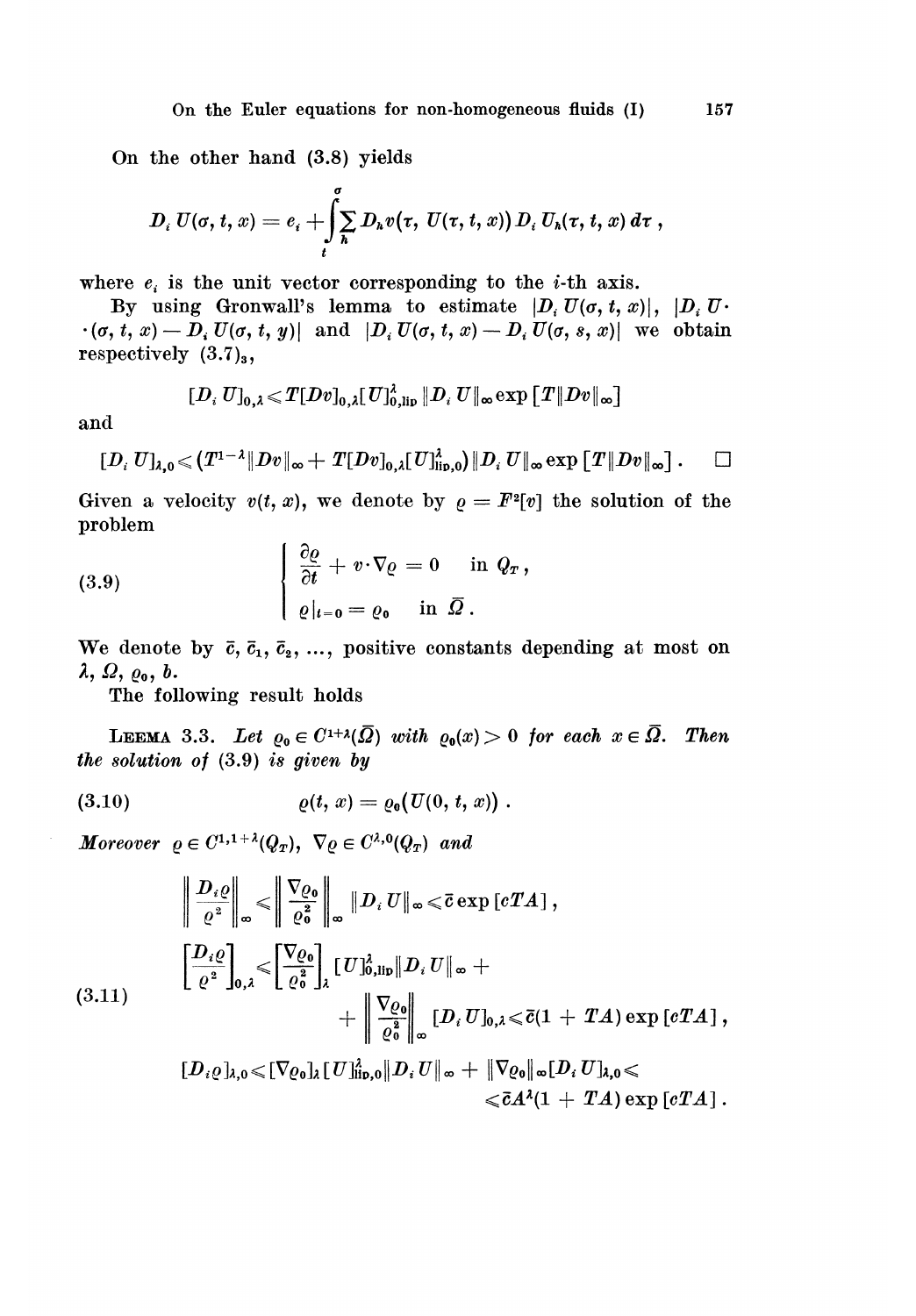On the other hand (3.8) yields

$$D_i U(\sigma, t, x) = e_i + \int_t^\sigma \sum_h D_h v(\tau, U(\tau, t, x)) D_i U_h(\tau, t, x)\, d\tau ,$$

where $e_i$ is the unit vector corresponding to the $i$-th axis.

By using Gronwall's lemma to estimate $|D_i U(\sigma, t, x)|$, $|D_i U \cdot (\sigma, t, x) - D_i U(\sigma, t, y)|$ and $|D_i U(\sigma, t, x) - D_i U(\sigma, s, x)|$ we obtain respectively $(3.7)_3$,

$$[D_i U]_{0,\lambda} \leqslant T[Dv]_{0,\lambda}[U]^{\lambda}_{0,\text{lip}} \|D_i U\|_\infty \exp[T\|Dv\|_\infty]$$

and

$$[D_i U]_{\lambda,0} \leqslant (T^{1-\lambda}\|Dv\|_\infty + T[Dv]_{0,\lambda}[U]^{\lambda}_{\text{lip},0})\|D_i U\|_\infty \exp[T\|Dv\|_\infty] . \qquad \square$$

Given a velocity $v(t, x)$, we denote by $\varrho = F^2[v]$ the solution of the problem

$$\text{(3.9)} \qquad \begin{cases} \dfrac{\partial \varrho}{\partial t} + v \cdot \nabla \varrho = 0 & \text{in } Q_T , \\ \varrho|_{t=0} = \varrho_0 & \text{in } \bar{\Omega} . \end{cases}$$

We denote by $\bar{c}, \bar{c}_1, \bar{c}_2, \ldots,$ positive constants depending at most on $\lambda, \Omega, \varrho_0, b$.

The following result holds

LEEMA 3.3. *Let $\varrho_0 \in C^{1+\lambda}(\bar{\Omega})$ with $\varrho_0(x) > 0$ for each $x \in \bar{\Omega}$. Then the solution of (3.9) is given by*

$$\text{(3.10)} \qquad \varrho(t, x) = \varrho_0(U(0, t, x)) .$$

*Moreover $\varrho \in C^{1,1+\lambda}(Q_T)$, $\nabla\varrho \in C^{\lambda,0}(Q_T)$ and*

$$\text{(3.11)} \qquad \begin{aligned} &\left\| \frac{D_i \varrho}{\varrho^2} \right\|_\infty \leqslant \left\| \frac{\nabla \varrho_0}{\varrho_0^2} \right\|_\infty \|D_i U\|_\infty \leqslant \bar{c} \exp[cTA] , \\ &\left[ \frac{D_i \varrho}{\varrho^2} \right]_{0,\lambda} \leqslant \left[ \frac{\nabla \varrho_0}{\varrho_0^2} \right]_\lambda [U]^{\lambda}_{0,\text{lip}} \|D_i U\|_\infty + \\ &\qquad\qquad + \left\| \frac{\nabla \varrho_0}{\varrho_0^2} \right\|_\infty [D_i U]_{0,\lambda} \leqslant \bar{c}(1 + TA) \exp[cTA] , \\ &[D_i \varrho]_{\lambda,0} \leqslant [\nabla \varrho_0]_\lambda [U]^{\lambda}_{\text{lip},0} \|D_i U\|_\infty + \|\nabla \varrho_0\|_\infty [D_i U]_{\lambda,0} \leqslant \\ &\qquad\qquad \leqslant \bar{c} A^\lambda (1 + TA) \exp[cTA] . \end{aligned}$$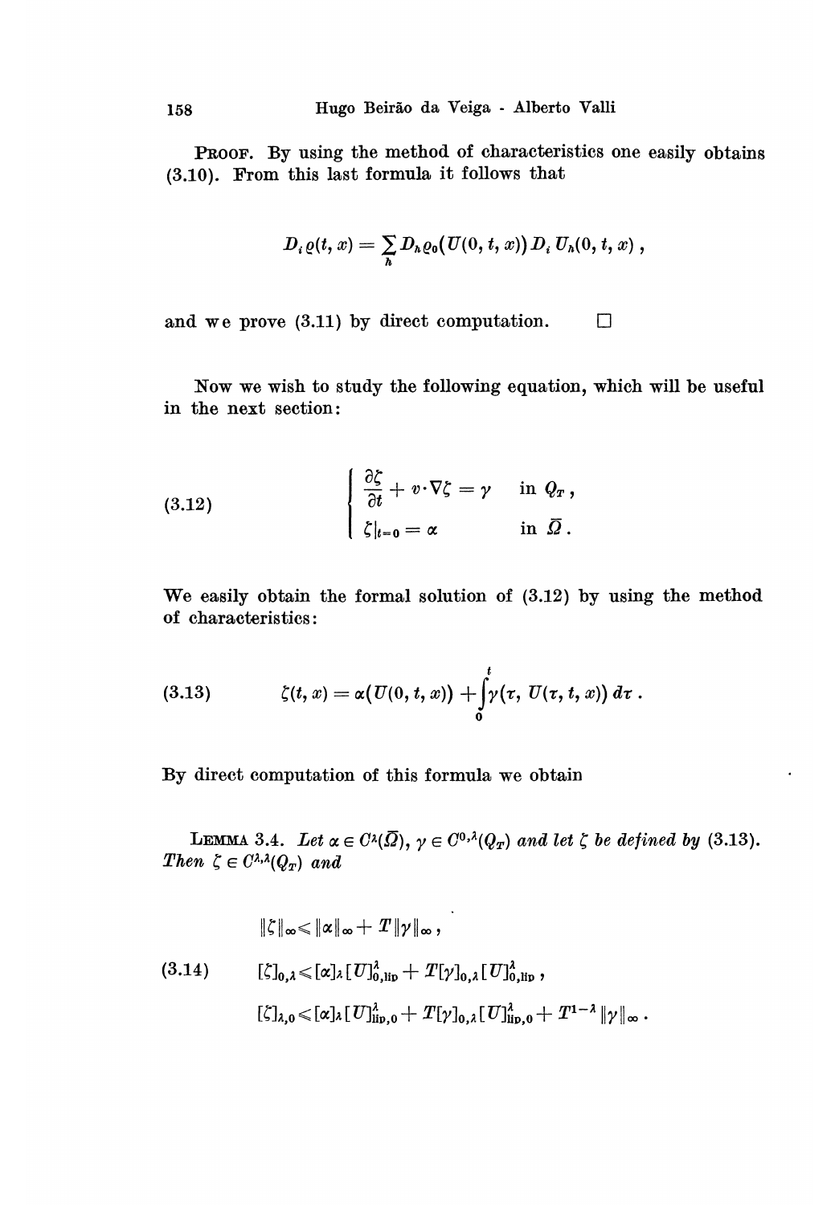PROOF. By using the method of characteristics one easily obtains (3.10). From this last formula it follows that

$$D_i \varrho(t, x) = \sum_h D_h \varrho_0(U(0, t, x)) D_i U_h(0, t, x),$$

and we prove (3.11) by direct computation. $\square$

Now we wish to study the following equation, which will be useful in the next section:

$$\left\{ \begin{array}{ll} \dfrac{\partial \zeta}{\partial t} + v \cdot \nabla \zeta = \gamma & \text{in } Q_T, \\ \zeta|_{t=0} = \alpha & \text{in } \bar{\Omega}. \end{array} \right. \tag{3.12}$$

We easily obtain the formal solution of (3.12) by using the method of characteristics:

$$\zeta(t, x) = \alpha(U(0, t, x)) + \int_0^t \gamma(\tau, U(\tau, t, x))\, d\tau. \tag{3.13}$$

By direct computation of this formula we obtain

LEMMA 3.4. *Let $\alpha \in C^\lambda(\bar{\Omega})$, $\gamma \in C^{0,\lambda}(Q_T)$ and let $\zeta$ be defined by* (3.13). *Then $\zeta \in C^{\lambda,\lambda}(Q_T)$ and*

$$\|\zeta\|_\infty \leqslant \|\alpha\|_\infty + T\|\gamma\|_\infty,$$

$$[\zeta]_{0,\lambda} \leqslant [\alpha]_\lambda [U]^\lambda_{0,\mathrm{lip}} + T[\gamma]_{0,\lambda}[U]^\lambda_{0,\mathrm{lip}}, \tag{3.14}$$

$$[\zeta]_{\lambda,0} \leqslant [\alpha]_\lambda [U]^\lambda_{\mathrm{lip},0} + T[\gamma]_{0,\lambda}[U]^\lambda_{\mathrm{lip},0} + T^{1-\lambda}\|\gamma\|_\infty.$$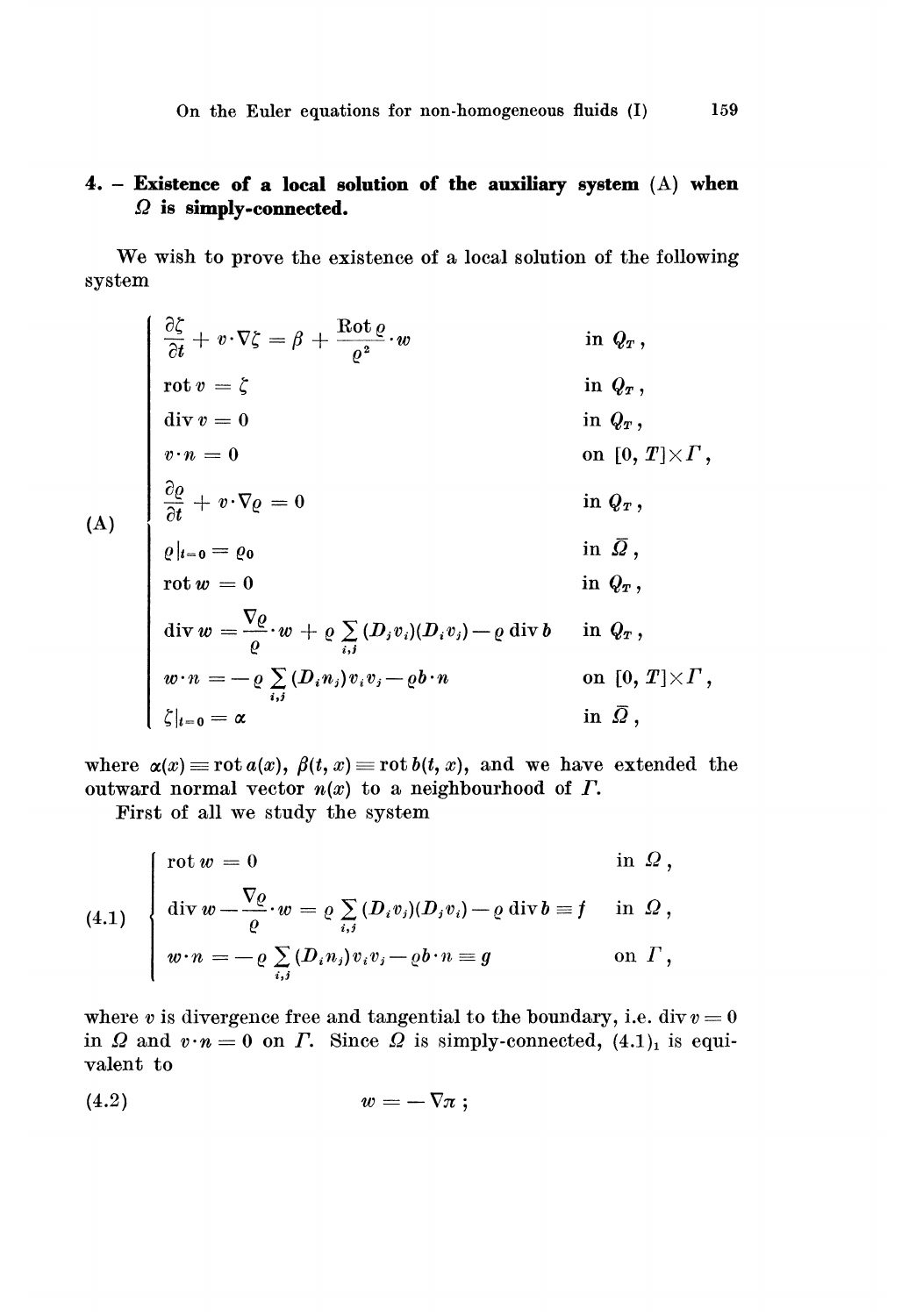## 4. – Existence of a local solution of the auxiliary system (A) when $\Omega$ is simply-connected.

We wish to prove the existence of a local solution of the following system

$$
\text{(A)}\quad
\begin{cases}
\dfrac{\partial \zeta}{\partial t} + v\cdot\nabla\zeta = \beta + \dfrac{\operatorname{Rot}\varrho}{\varrho^2}\cdot w & \text{in } Q_T\,,\\[2mm]
\operatorname{rot} v = \zeta & \text{in } Q_T\,,\\
\operatorname{div} v = 0 & \text{in } Q_T\,,\\
v\cdot n = 0 & \text{on } [0,T]\times\Gamma\,,\\[1mm]
\dfrac{\partial \varrho}{\partial t} + v\cdot\nabla\varrho = 0 & \text{in } Q_T\,,\\[2mm]
\varrho|_{t=0} = \varrho_0 & \text{in } \bar{\Omega}\,,\\
\operatorname{rot} w = 0 & \text{in } Q_T\,,\\
\operatorname{div} w = \dfrac{\nabla\varrho}{\varrho}\cdot w + \varrho\sum_{i,j}(D_j v_i)(D_i v_j) - \varrho \operatorname{div} b & \text{in } Q_T\,,\\
w\cdot n = -\varrho\sum_{i,j}(D_i n_j)v_i v_j - \varrho b\cdot n & \text{on } [0,T]\times\Gamma\,,\\
\zeta|_{t=0} = \alpha & \text{in } \bar{\Omega}\,,
\end{cases}
$$

where $\alpha(x) \equiv \operatorname{rot} a(x)$, $\beta(t,x) \equiv \operatorname{rot} b(t,x)$, and we have extended the outward normal vector $n(x)$ to a neighbourhood of $\Gamma$.

First of all we study the system

$$
(4.1)\quad
\begin{cases}
\operatorname{rot} w = 0 & \text{in } \Omega\,,\\
\operatorname{div} w - \dfrac{\nabla\varrho}{\varrho}\cdot w = \varrho\sum_{i,j}(D_i v_j)(D_j v_i) - \varrho\operatorname{div} b \equiv f & \text{in } \Omega\,,\\
w\cdot n = -\varrho\sum_{i,j}(D_i n_j)v_i v_j - \varrho b\cdot n \equiv g & \text{on } \Gamma\,,
\end{cases}
$$

where $v$ is divergence free and tangential to the boundary, i.e. $\operatorname{div} v = 0$ in $\Omega$ and $v\cdot n = 0$ on $\Gamma$. Since $\Omega$ is simply-connected, $(4.1)_1$ is equivalent to

$$
(4.2)\qquad w = -\nabla\pi\,;
$$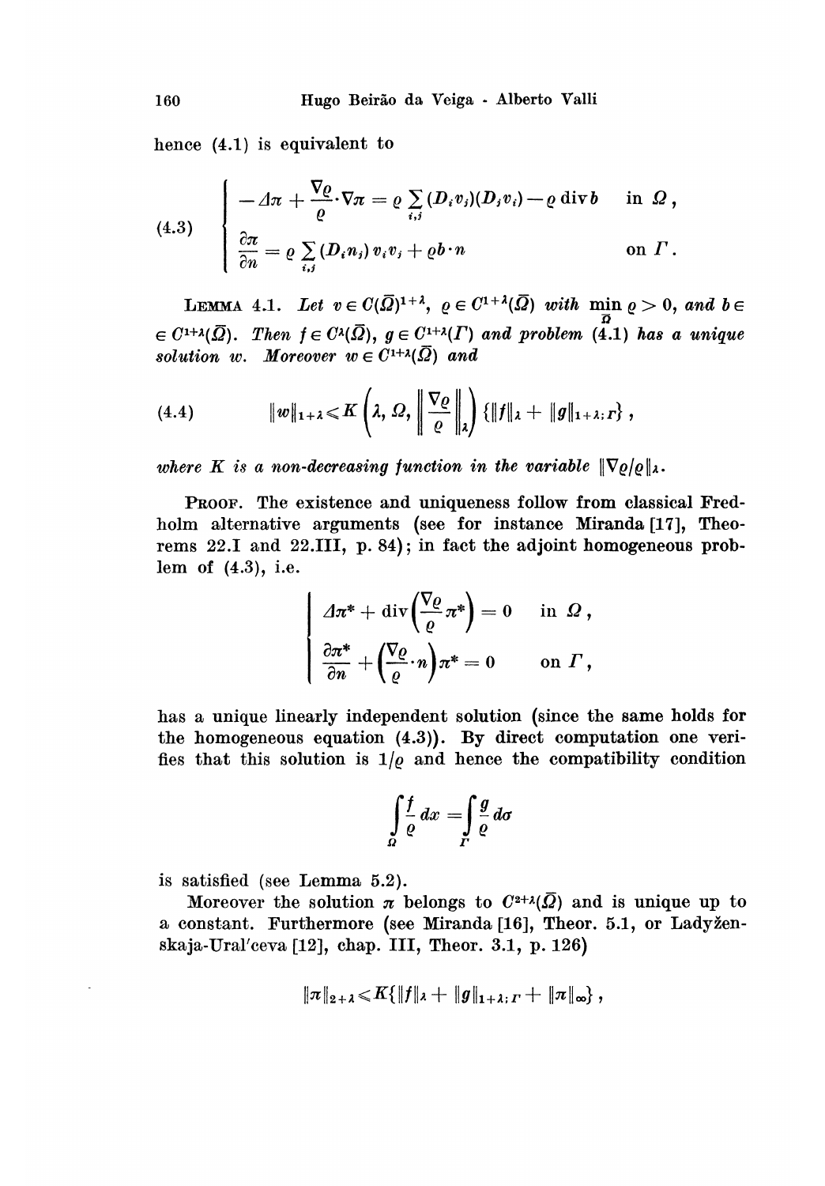hence (4.1) is equivalent to

$$
(4.3) \qquad \begin{cases} -\Delta\pi + \dfrac{\nabla\varrho}{\varrho}\cdot\nabla\pi = \varrho \displaystyle\sum_{i,j}(D_i v_j)(D_j v_i) - \varrho \operatorname{div} b & \text{in } \Omega\,, \\[2ex] \dfrac{\partial\pi}{\partial n} = \varrho \displaystyle\sum_{i,j}(D_i n_j)\, v_i v_j + \varrho b\cdot n & \text{on } \Gamma\,. \end{cases}
$$

LEMMA 4.1. *Let $v \in C(\bar{\Omega})^{1+\lambda}$, $\varrho \in C^{1+\lambda}(\bar{\Omega})$ with $\min_{\bar{\Omega}} \varrho > 0$, and $b \in C^{1+\lambda}(\bar{\Omega})$. Then $f \in C^{\lambda}(\bar{\Omega})$, $g \in C^{1+\lambda}(\Gamma)$ and problem (4.1) has a unique solution $w$. Moreover $w \in C^{1+\lambda}(\bar{\Omega})$ and*

$$
(4.4) \qquad \|w\|_{1+\lambda} \leqslant K\left(\lambda, \Omega, \left\|\frac{\nabla\varrho}{\varrho}\right\|_{\lambda}\right)\{\|f\|_{\lambda} + \|g\|_{1+\lambda;\Gamma}\}\,,
$$

*where $K$ is a non-decreasing function in the variable $\|\nabla\varrho/\varrho\|_{\lambda}$.*

PROOF. The existence and uniqueness follow from classical Fredholm alternative arguments (see for instance Miranda [17], Theorems 22.I and 22.III, p. 84); in fact the adjoint homogeneous problem of (4.3), i.e.

$$
\begin{cases} \Delta\pi^* + \operatorname{div}\left(\dfrac{\nabla\varrho}{\varrho}\pi^*\right) = 0 & \text{in } \Omega\,, \\[2ex] \dfrac{\partial\pi^*}{\partial n} + \left(\dfrac{\nabla\varrho}{\varrho}\cdot n\right)\pi^* = 0 & \text{on } \Gamma\,, \end{cases}
$$

has a unique linearly independent solution (since the same holds for the homogeneous equation (4.3)). By direct computation one verifies that this solution is $1/\varrho$ and hence the compatibility condition

$$
\int_{\Omega} \frac{f}{\varrho}\, dx = \int_{\Gamma} \frac{g}{\varrho}\, d\sigma
$$

is satisfied (see Lemma 5.2).

Moreover the solution $\pi$ belongs to $C^{2+\lambda}(\bar{\Omega})$ and is unique up to a constant. Furthermore (see Miranda [16], Theor. 5.1, or Ladyženskaja-Ural'ceva [12], chap. III, Theor. 3.1, p. 126)

$$
\|\pi\|_{2+\lambda} \leqslant K\{\|f\|_{\lambda} + \|g\|_{1+\lambda;\Gamma} + \|\pi\|_{\infty}\}\,,
$$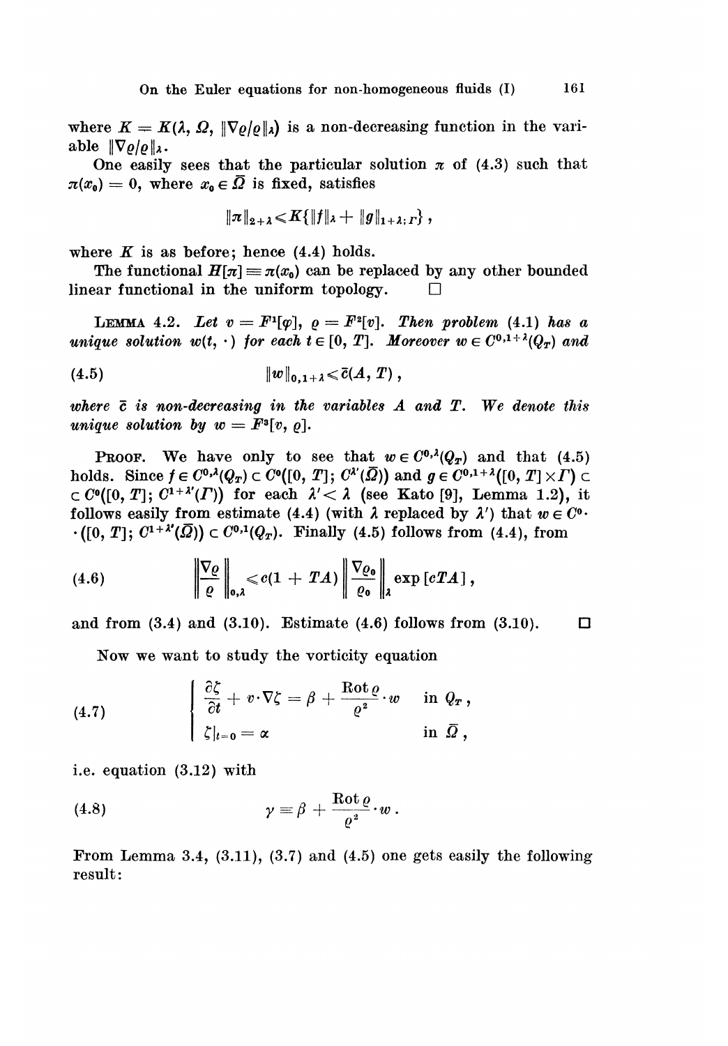where $K = K(\lambda, \Omega, \|\nabla\varrho/\varrho\|_\lambda)$ is a non-decreasing function in the variable $\|\nabla\varrho/\varrho\|_\lambda$.

One easily sees that the particular solution $\pi$ of (4.3) such that $\pi(x_0) = 0$, where $x_0 \in \bar{\Omega}$ is fixed, satisfies

$$\|\pi\|_{2+\lambda} \leqslant K\{\|f\|_\lambda + \|g\|_{1+\lambda;\Gamma}\},$$

where $K$ is as before; hence (4.4) holds.

The functional $H[\pi] \equiv \pi(x_0)$ can be replaced by any other bounded linear functional in the uniform topology. $\square$

LEMMA 4.2. *Let $v = F^1[\varphi]$, $\varrho = F^2[v]$. Then problem (4.1) has a unique solution $w(t, \cdot)$ for each $t \in [0, T]$. Moreover $w \in C^{0,1+\lambda}(Q_T)$ and*

$$\|w\|_{0,1+\lambda} \leqslant \bar{c}(A, T), \tag{4.5}$$

*where $\bar{c}$ is non-decreasing in the variables $A$ and $T$. We denote this unique solution by $w = F^3[v, \varrho]$.*

PROOF. We have only to see that $w \in C^{0,\lambda}(Q_T)$ and that (4.5) holds. Since $f \in C^{0,\lambda}(Q_T) \subset C^0([0, T]; C^{\lambda'}(\bar{\Omega}))$ and $g \in C^{0,1+\lambda}([0, T] \times \Gamma) \subset C^0([0, T]; C^{1+\lambda'}(\Gamma))$ for each $\lambda' < \lambda$ (see Kato [9], Lemma 1.2), it follows easily from estimate (4.4) (with $\lambda$ replaced by $\lambda'$) that $w \in C^0([0, T]; C^{1+\lambda'}(\bar{\Omega})) \subset C^{0,1}(Q_T)$. Finally (4.5) follows from (4.4), from

$$\left\|\frac{\nabla\varrho}{\varrho}\right\|_{0,\lambda} \leqslant c(1 + TA)\left\|\frac{\nabla\varrho_0}{\varrho_0}\right\|_\lambda \exp[cTA], \tag{4.6}$$

and from (3.4) and (3.10). Estimate (4.6) follows from (3.10). $\square$

Now we want to study the vorticity equation

$$\begin{cases} \dfrac{\partial\zeta}{\partial t} + v\cdot\nabla\zeta = \beta + \dfrac{\operatorname{Rot}\varrho}{\varrho^2}\cdot w & \text{in } Q_T, \\ \zeta|_{t=0} = \alpha & \text{in } \bar{\Omega}, \end{cases} \tag{4.7}$$

i.e. equation (3.12) with

$$\gamma \equiv \beta + \frac{\operatorname{Rot}\varrho}{\varrho^2}\cdot w. \tag{4.8}$$

From Lemma 3.4, (3.11), (3.7) and (4.5) one gets easily the following result: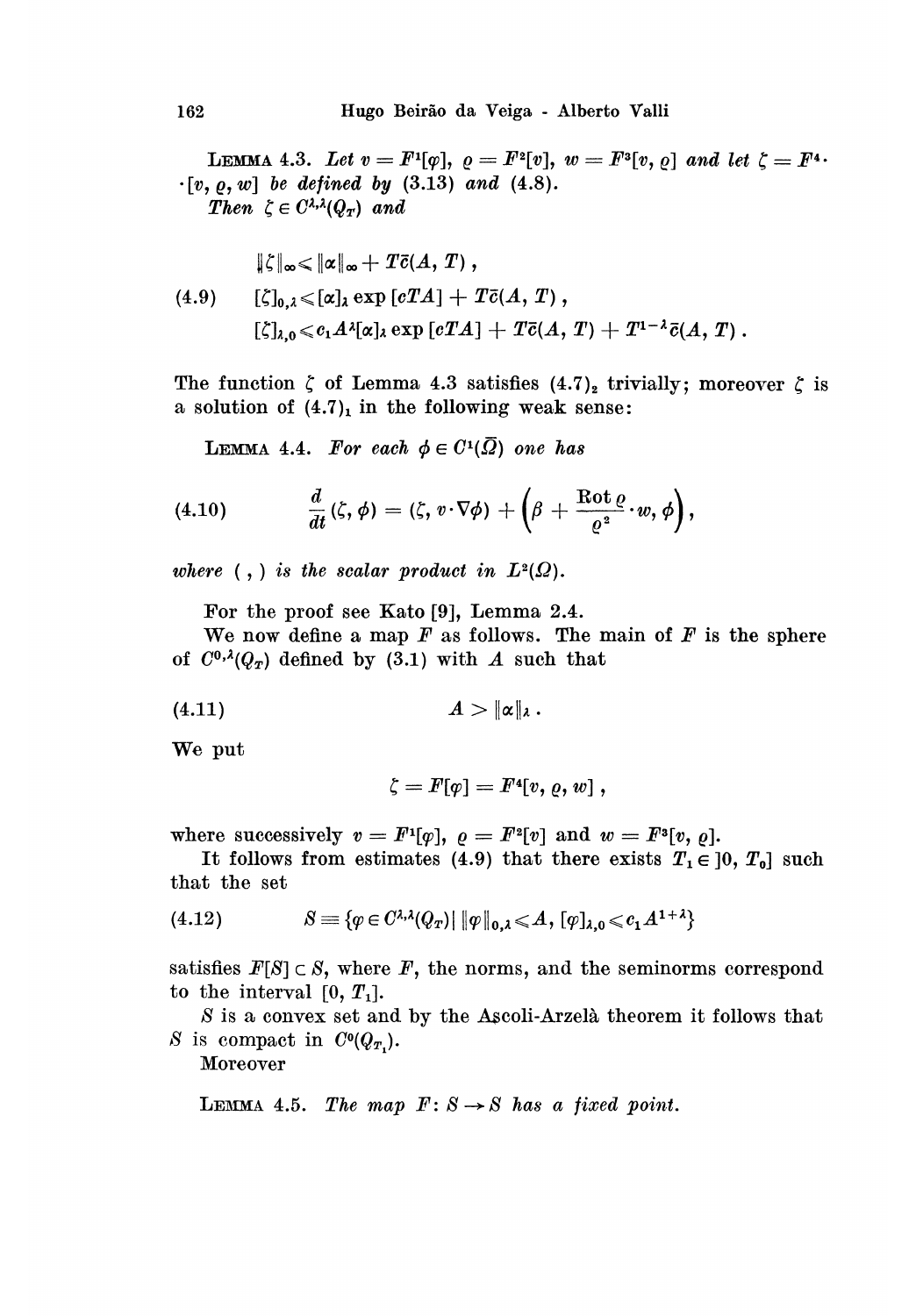**Lemma 4.3.** *Let $v = F^1[\varphi]$, $\varrho = F^2[v]$, $w = F^3[v, \varrho]$ and let $\zeta = F^4 \cdot [v, \varrho, w]$ be defined by* (3.13) *and* (4.8).

*Then $\zeta \in C^{\lambda,\lambda}(Q_T)$ and*

$$
\begin{aligned}
&\|\zeta\|_\infty \leqslant \|\alpha\|_\infty + T\bar{c}(A, T)\,, \\
(4.9) \qquad &[\zeta]_{0,\lambda} \leqslant [\alpha]_\lambda \exp[cTA] + T\bar{c}(A, T)\,, \\
&[\zeta]_{\lambda,0} \leqslant c_1 A^\lambda [\alpha]_\lambda \exp[cTA] + T\bar{c}(A, T) + T^{1-\lambda}\bar{c}(A, T)\,.
\end{aligned}
$$

The function $\zeta$ of Lemma 4.3 satisfies $(4.7)_2$ trivially; moreover $\zeta$ is a solution of $(4.7)_1$ in the following weak sense:

**Lemma 4.4.** *For each $\phi \in C^1(\bar{\Omega})$ one has*

$$
(4.10) \qquad \frac{d}{dt}(\zeta, \phi) = (\zeta, v \cdot \nabla\phi) + \left(\beta + \frac{\operatorname{Rot} \varrho}{\varrho^2} \cdot w, \phi\right),
$$

*where* $(\ ,\ )$ *is the scalar product in* $L^2(\Omega)$.

For the proof see Kato [9], Lemma 2.4.

We now define a map $F$ as follows. The main of $F$ is the sphere of $C^{0,\lambda}(Q_T)$ defined by (3.1) with $A$ such that

$$
(4.11) \qquad A > \|\alpha\|_\lambda\,.
$$

We put

$$
\zeta = F[\varphi] = F^4[v, \varrho, w]\,,
$$

where successively $v = F^1[\varphi]$, $\varrho = F^2[v]$ and $w = F^3[v, \varrho]$.

It follows from estimates (4.9) that there exists $T_1 \in ]0, T_0]$ such that the set

$$
(4.12) \qquad S \equiv \{\varphi \in C^{\lambda,\lambda}(Q_T) \mid \|\varphi\|_{0,\lambda} \leqslant A,\ [\varphi]_{\lambda,0} \leqslant c_1 A^{1+\lambda}\}
$$

satisfies $F[S] \subset S$, where $F$, the norms, and the seminorms correspond to the interval $[0, T_1]$.

$S$ is a convex set and by the Ascoli-Arzelà theorem it follows that $S$ is compact in $C^0(Q_{T_1})$.

Moreover

**Lemma 4.5.** *The map $F\colon S \to S$ has a fixed point.*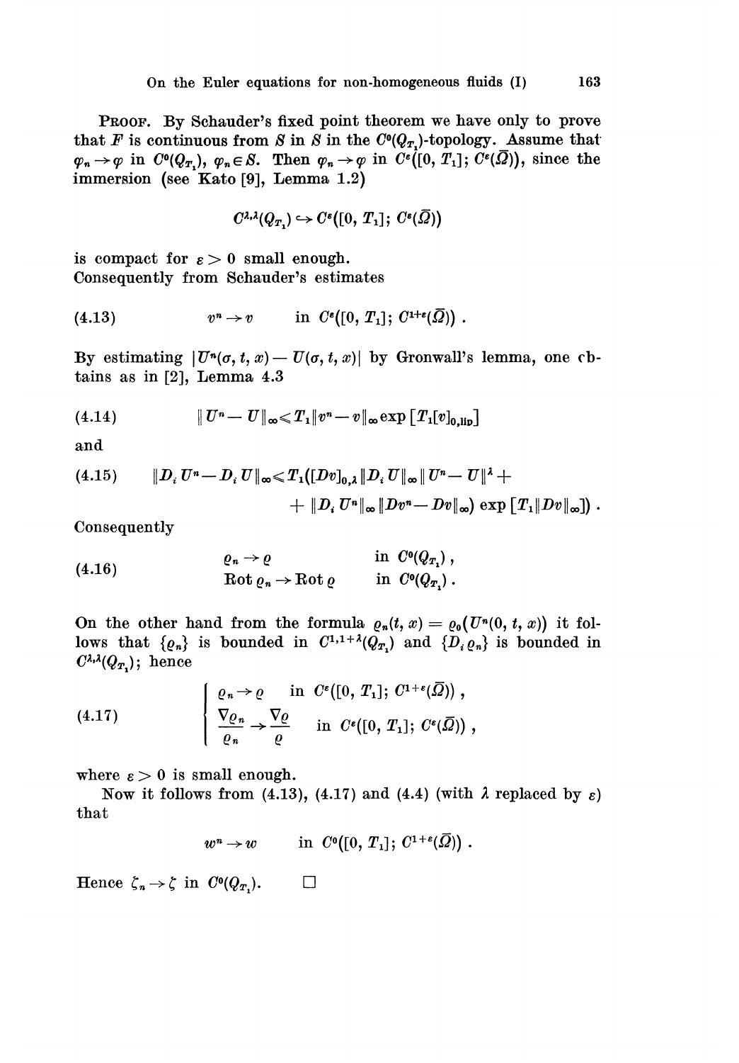PROOF. By Schauder's fixed point theorem we have only to prove that $F$ is continuous from $S$ in $S$ in the $C^0(Q_{T_1})$-topology. Assume that $\varphi_n \to \varphi$ in $C^0(Q_{T_1})$, $\varphi_n \in S$. Then $\varphi_n \to \varphi$ in $C^\varepsilon([0, T_1]; C^\varepsilon(\bar{\Omega}))$, since the immersion (see Kato [9], Lemma 1.2)

$$C^{\lambda,\lambda}(Q_{T_1}) \hookrightarrow C^\varepsilon([0, T_1]; C^\varepsilon(\bar{\Omega}))$$

is compact for $\varepsilon > 0$ small enough.
Consequently from Schauder's estimates

$$v^n \to v \qquad \text{in } C^\varepsilon([0, T_1]; C^{1+\varepsilon}(\bar{\Omega})) \,. \tag{4.13}$$

By estimating $|U^n(\sigma, t, x) - U(\sigma, t, x)|$ by Gronwall's lemma, one obtains as in [2], Lemma 4.3

$$\| U^n - U \|_\infty \leqslant T_1 \| v^n - v \|_\infty \exp\left[T_1 [v]_{0,\mathrm{lip}}\right] \tag{4.14}$$

and

$$\begin{aligned} \|D_i U^n - D_i U\|_\infty \leqslant T_1([Dv]_{0,\lambda} \|D_i U\|_\infty \|U^n - U\|^\lambda + \\ + \|D_i U^n\|_\infty \|Dv^n - Dv\|_\infty) \exp\left[T_1 \|Dv\|_\infty\right]) \,. \end{aligned} \tag{4.15}$$

Consequently

$$\begin{aligned} \varrho_n &\to \varrho && \text{in } C^0(Q_{T_1}) \,, \\ \mathrm{Rot}\, \varrho_n &\to \mathrm{Rot}\, \varrho && \text{in } C^0(Q_{T_1}) \,. \end{aligned} \tag{4.16}$$

On the other hand from the formula $\varrho_n(t, x) = \varrho_0(U^n(0, t, x))$ it follows that $\{\varrho_n\}$ is bounded in $C^{1,1+\lambda}(Q_{T_1})$ and $\{D_i \varrho_n\}$ is bounded in $C^{\lambda,\lambda}(Q_{T_1})$; hence

$$\begin{cases} \varrho_n \to \varrho & \text{in } C^\varepsilon([0, T_1]; C^{1+\varepsilon}(\bar{\Omega})) \,, \\ \dfrac{\nabla \varrho_n}{\varrho_n} \to \dfrac{\nabla \varrho}{\varrho} & \text{in } C^\varepsilon([0, T_1]; C^\varepsilon(\bar{\Omega})) \,, \end{cases} \tag{4.17}$$

where $\varepsilon > 0$ is small enough.

Now it follows from (4.13), (4.17) and (4.4) (with $\lambda$ replaced by $\varepsilon$) that

$$w^n \to w \qquad \text{in } C^0([0, T_1]; C^{1+\varepsilon}(\bar{\Omega})) \,.$$

Hence $\zeta_n \to \zeta$ in $C^0(Q_{T_1})$. $\square$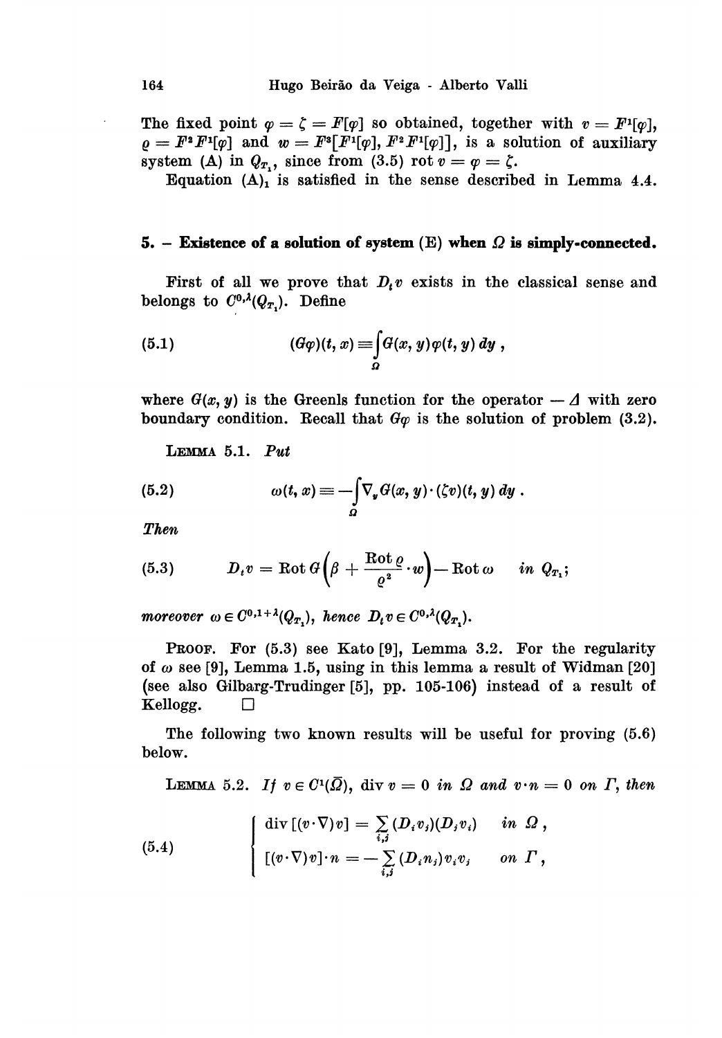The fixed point $\varphi = \zeta = F[\varphi]$ so obtained, together with $v = F^1[\varphi]$, $\varrho = F^2 F^1[\varphi]$ and $w = F^3[F^1[\varphi], F^2 F^1[\varphi]]$, is a solution of auxiliary system (A) in $Q_{T_1}$, since from (3.5) $\operatorname{rot} v = \varphi = \zeta$.

Equation $(\mathrm{A})_1$ is satisfied in the sense described in Lemma 4.4.

## 5. – Existence of a solution of system (E) when $\Omega$ is simply-connected.

First of all we prove that $D_t v$ exists in the classical sense and belongs to $C^{0,\lambda}(Q_{T_1})$. Define

$$(G\varphi)(t, x) \equiv \int_\Omega G(x, y)\varphi(t, y)\, dy\,, \tag{5.1}$$

where $G(x, y)$ is the Greenls function for the operator $-\Delta$ with zero boundary condition. Recall that $G\varphi$ is the solution of problem (3.2).

LEMMA 5.1. *Put*

$$\omega(t, x) \equiv -\int_\Omega \nabla_y G(x, y)\cdot(\zeta v)(t, y)\, dy\,. \tag{5.2}$$

*Then*

$$D_t v = \operatorname{Rot} G\left(\beta + \frac{\operatorname{Rot}\varrho}{\varrho^2}\cdot w\right) - \operatorname{Rot}\omega \quad \text{in } Q_{T_1}; \tag{5.3}$$

*moreover* $\omega \in C^{0,1+\lambda}(Q_{T_1})$, *hence* $D_t v \in C^{0,\lambda}(Q_{T_1})$.

PROOF. For (5.3) see Kato [9], Lemma 3.2. For the regularity of $\omega$ see [9], Lemma 1.5, using in this lemma a result of Widman [20] (see also Gilbarg-Trudinger [5], pp. 105-106) instead of a result of Kellogg. □

The following two known results will be useful for proving (5.6) below.

LEMMA 5.2. *If* $v \in C^1(\bar\Omega)$, $\operatorname{div} v = 0$ *in* $\Omega$ *and* $v\cdot n = 0$ *on* $\Gamma$, *then*

$$\begin{cases} \operatorname{div}[(v\cdot\nabla)v] = \sum_{i,j}(D_i v_j)(D_j v_i) & \text{in } \Omega\,, \\ [(v\cdot\nabla)v]\cdot n = -\sum_{i,j}(D_i n_j)v_i v_j & \text{on } \Gamma\,, \end{cases} \tag{5.4}$$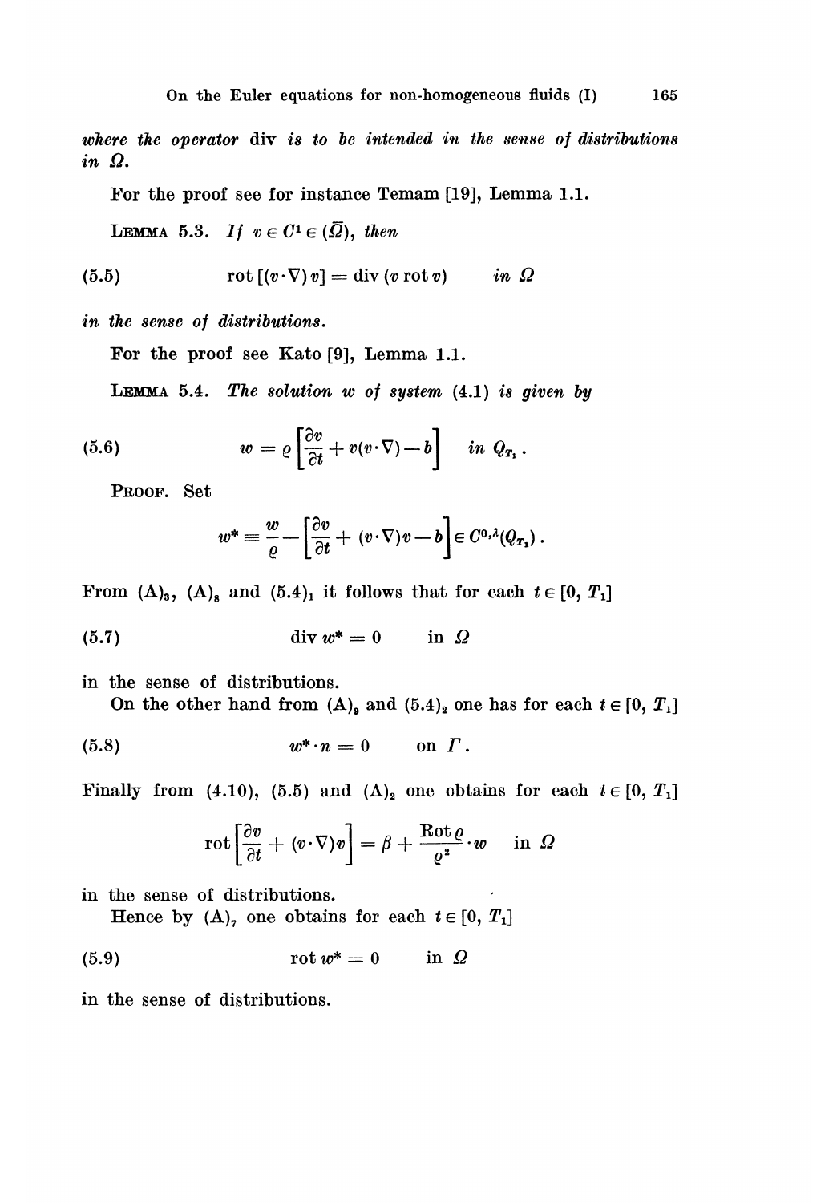*where the operator* div *is to be intended in the sense of distributions in $\Omega$.*

For the proof see for instance Temam [19], Lemma 1.1.

LEMMA 5.3. *If $v \in C^1 \in (\bar{\Omega})$, then*

$$\operatorname{rot}[(v\cdot\nabla)v] = \operatorname{div}(v \operatorname{rot} v) \qquad \text{in } \Omega \tag{5.5}$$

*in the sense of distributions.*

For the proof see Kato [9], Lemma 1.1.

LEMMA 5.4. *The solution $w$ of system (4.1) is given by*

$$w = \varrho\left[\frac{\partial v}{\partial t} + v(v\cdot\nabla) - b\right] \quad \text{in } Q_{T_1}. \tag{5.6}$$

PROOF. Set

$$w^* \equiv \frac{w}{\varrho} - \left[\frac{\partial v}{\partial t} + (v\cdot\nabla)v - b\right] \in C^{0,\lambda}(Q_{T_1}).$$

From $(A)_3$, $(A)_8$ and $(5.4)_1$ it follows that for each $t \in [0, T_1]$

$$\operatorname{div} w^* = 0 \qquad \text{in } \Omega \tag{5.7}$$

in the sense of distributions.

On the other hand from $(A)_9$ and $(5.4)_2$ one has for each $t \in [0, T_1]$

$$w^* \cdot n = 0 \qquad \text{on } \Gamma. \tag{5.8}$$

Finally from (4.10), (5.5) and $(A)_2$ one obtains for each $t \in [0, T_1]$

$$\operatorname{rot}\left[\frac{\partial v}{\partial t} + (v\cdot\nabla)v\right] = \beta + \frac{\operatorname{Rot}\varrho}{\varrho^2}\cdot w \quad \text{in } \Omega$$

in the sense of distributions.

Hence by $(A)_7$ one obtains for each $t \in [0, T_1]$

$$\operatorname{rot} w^* = 0 \qquad \text{in } \Omega \tag{5.9}$$

in the sense of distributions.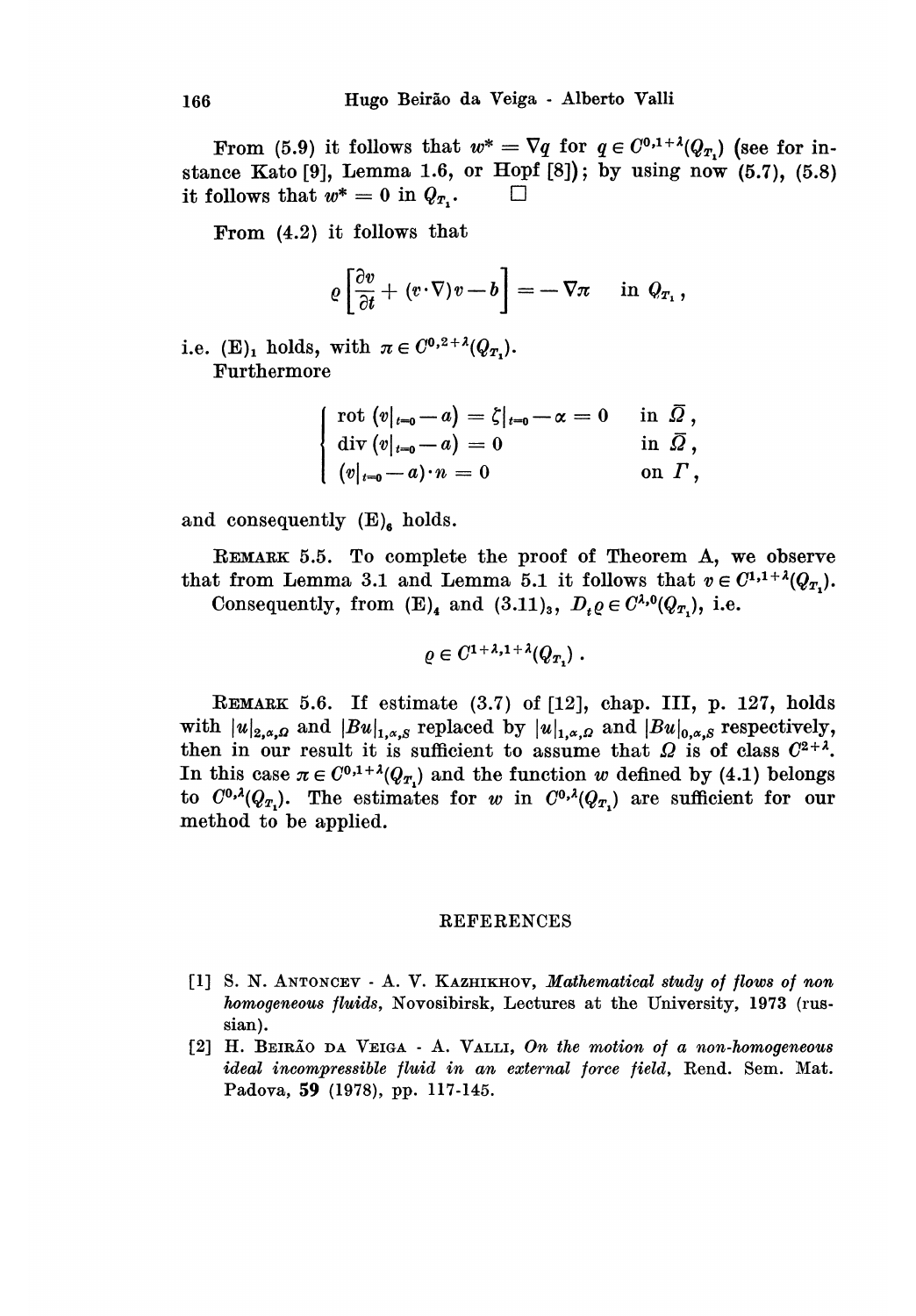From (5.9) it follows that $w^* = \nabla q$ for $q \in C^{0,1+\lambda}(Q_{T_1})$ (see for instance Kato [9], Lemma 1.6, or Hopf [8]); by using now (5.7), (5.8) it follows that $w^* = 0$ in $Q_{T_1}$. $\square$

From (4.2) it follows that

$$\varrho\left[\frac{\partial v}{\partial t} + (v\cdot\nabla)v - b\right] = -\nabla\pi \quad \text{in } Q_{T_1},$$

i.e. $(\mathrm{E})_1$ holds, with $\pi \in C^{0,2+\lambda}(Q_{T_1})$.

Furthermore

$$\begin{cases} \operatorname{rot}(v|_{t=0} - a) = \zeta|_{t=0} - \alpha = 0 & \text{in } \bar{\Omega}, \\ \operatorname{div}(v|_{t=0} - a) = 0 & \text{in } \bar{\Omega}, \\ (v|_{t=0} - a)\cdot n = 0 & \text{on } \Gamma, \end{cases}$$

and consequently $(\mathrm{E})_6$ holds.

REMARK 5.5. To complete the proof of Theorem A, we observe that from Lemma 3.1 and Lemma 5.1 it follows that $v \in C^{1,1+\lambda}(Q_{T_1})$. Consequently, from $(\mathrm{E})_4$ and $(3.11)_3$, $D_t\varrho \in C^{\lambda,0}(Q_{T_1})$, i.e.

$$\varrho \in C^{1+\lambda,1+\lambda}(Q_{T_1}).$$

REMARK 5.6. If estimate (3.7) of [12], chap. III, p. 127, holds with $|u|_{2,\alpha,\Omega}$ and $|Bu|_{1,\alpha,S}$ replaced by $|u|_{1,\alpha,\Omega}$ and $|Bu|_{0,\alpha,S}$ respectively, then in our result it is sufficient to assume that $\Omega$ is of class $C^{2+\lambda}$. In this case $\pi \in C^{0,1+\lambda}(Q_{T_1})$ and the function $w$ defined by (4.1) belongs to $C^{0,\lambda}(Q_{T_1})$. The estimates for $w$ in $C^{0,\lambda}(Q_{T_1})$ are sufficient for our method to be applied.

## REFERENCES

[1] S. N. ANTONCEV - A. V. KAZHIKHOV, *Mathematical study of flows of non homogeneous fluids*, Novosibirsk, Lectures at the University, 1973 (russian).

[2] H. BEIRÃO DA VEIGA - A. VALLI, *On the motion of a non-homogeneous ideal incompressible fluid in an external force field*, Rend. Sem. Mat. Padova, **59** (1978), pp. 117-145.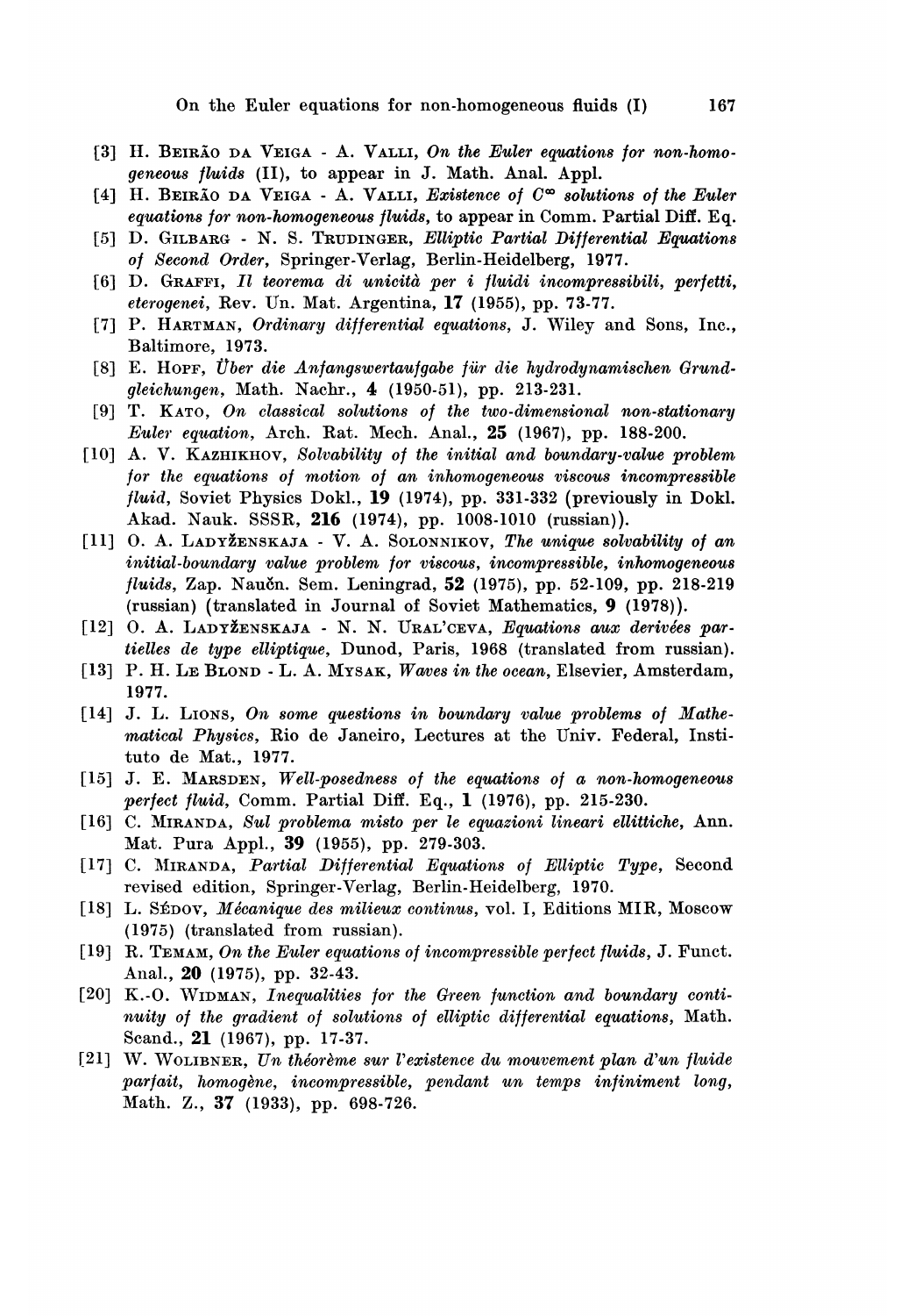[3] H. Beirão da Veiga - A. Valli, *On the Euler equations for non-homogeneous fluids* (II), to appear in J. Math. Anal. Appl.

[4] H. Beirão da Veiga - A. Valli, *Existence of $C^\infty$ solutions of the Euler equations for non-homogeneous fluids*, to appear in Comm. Partial Diff. Eq.

[5] D. Gilbarg - N. S. Trudinger, *Elliptic Partial Differential Equations of Second Order*, Springer-Verlag, Berlin-Heidelberg, 1977.

[6] D. Graffi, *Il teorema di unicità per i fluidi incompressibili, perfetti, eterogenei*, Rev. Un. Mat. Argentina, **17** (1955), pp. 73-77.

[7] P. Hartman, *Ordinary differential equations*, J. Wiley and Sons, Inc., Baltimore, 1973.

[8] E. Hopf, *Über die Anfangswertaufgabe für die hydrodynamischen Grundgleichungen*, Math. Nachr., **4** (1950-51), pp. 213-231.

[9] T. Kato, *On classical solutions of the two-dimensional non-stationary Euler equation*, Arch. Rat. Mech. Anal., **25** (1967), pp. 188-200.

[10] A. V. Kazhikhov, *Solvability of the initial and boundary-value problem for the equations of motion of an inhomogeneous viscous incompressible fluid*, Soviet Physics Dokl., **19** (1974), pp. 331-332 (previously in Dokl. Akad. Nauk. SSSR, **216** (1974), pp. 1008-1010 (russian)).

[11] O. A. Ladyženskaja - V. A. Solonnikov, *The unique solvability of an initial-boundary value problem for viscous, incompressible, inhomogeneous fluids*, Zap. Naučn. Sem. Leningrad, **52** (1975), pp. 52-109, pp. 218-219 (russian) (translated in Journal of Soviet Mathematics, **9** (1978)).

[12] O. A. Ladyženskaja - N. N. Ural'ceva, *Equations aux derivées partielles de type elliptique*, Dunod, Paris, 1968 (translated from russian).

[13] P. H. Le Blond - L. A. Mysak, *Waves in the ocean*, Elsevier, Amsterdam, 1977.

[14] J. L. Lions, *On some questions in boundary value problems of Mathematical Physics*, Rio de Janeiro, Lectures at the Univ. Federal, Instituto de Mat., 1977.

[15] J. E. Marsden, *Well-posedness of the equations of a non-homogeneous perfect fluid*, Comm. Partial Diff. Eq., **1** (1976), pp. 215-230.

[16] C. Miranda, *Sul problema misto per le equazioni lineari ellittiche*, Ann. Mat. Pura Appl., **39** (1955), pp. 279-303.

[17] C. Miranda, *Partial Differential Equations of Elliptic Type*, Second revised edition, Springer-Verlag, Berlin-Heidelberg, 1970.

[18] L. Sédov, *Mécanique des milieux continus*, vol. I, Editions MIR, Moscow (1975) (translated from russian).

[19] R. Temam, *On the Euler equations of incompressible perfect fluids*, J. Funct. Anal., **20** (1975), pp. 32-43.

[20] K.-O. Widman, *Inequalities for the Green function and boundary continuity of the gradient of solutions of elliptic differential equations*, Math. Scand., **21** (1967), pp. 17-37.

[21] W. Wolibner, *Un théorème sur l'existence du mouvement plan d'un fluide parfait, homogène, incompressible, pendant un temps infiniment long*, Math. Z., **37** (1933), pp. 698-726.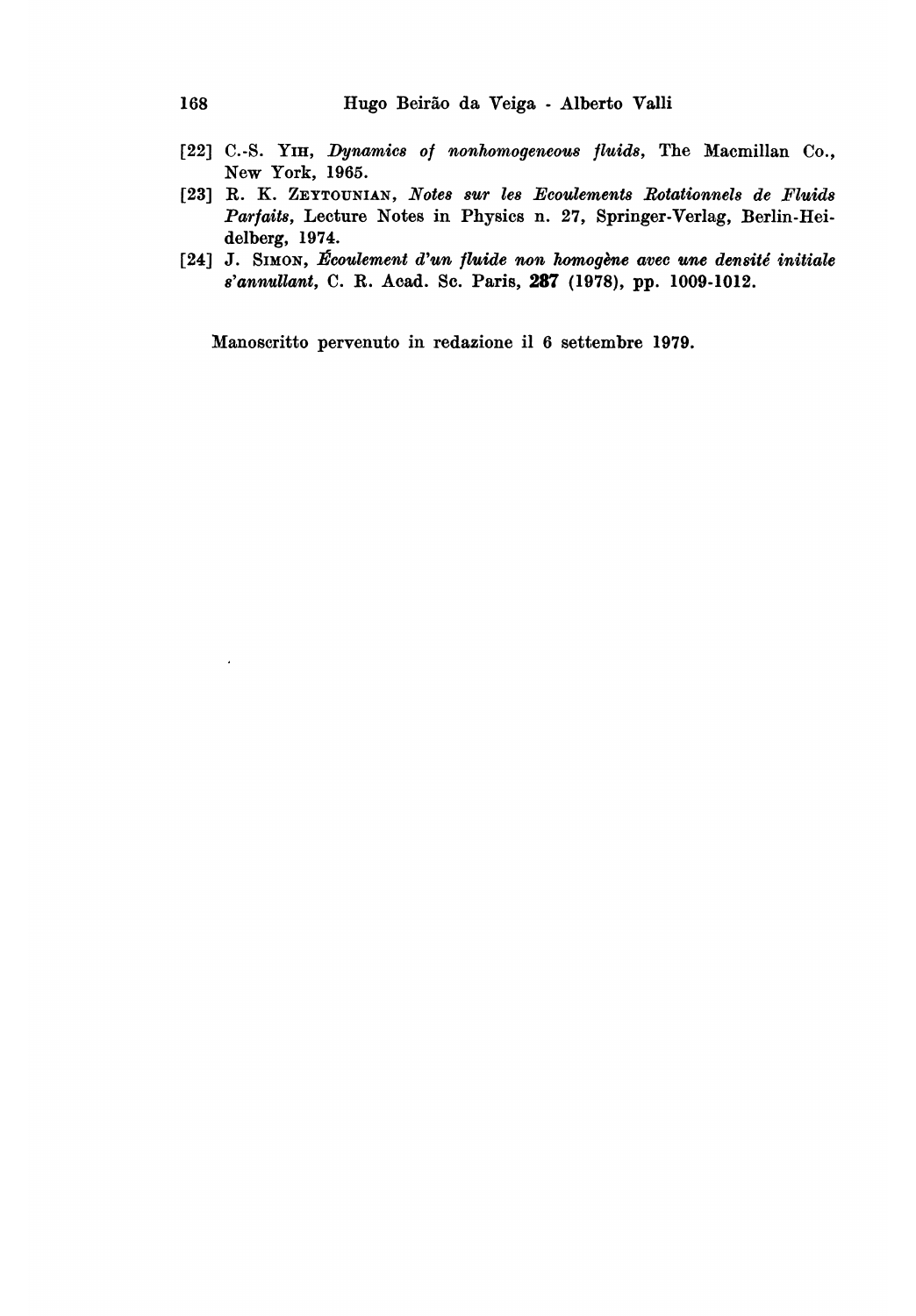[22] C.-S. YIH, *Dynamics of nonhomogeneous fluids*, The Macmillan Co., New York, 1965.

[23] R. K. ZEYTOUNIAN, *Notes sur les Ecoulements Rotationnels de Fluids Parfaits*, Lecture Notes in Physics n. 27, Springer-Verlag, Berlin-Heidelberg, 1974.

[24] J. SIMON, *Écoulement d'un fluide non homogène avec une densité initiale s'annullant*, C. R. Acad. Sc. Paris, **287** (1978), pp. 1009-1012.

Manoscritto pervenuto in redazione il 6 settembre 1979.